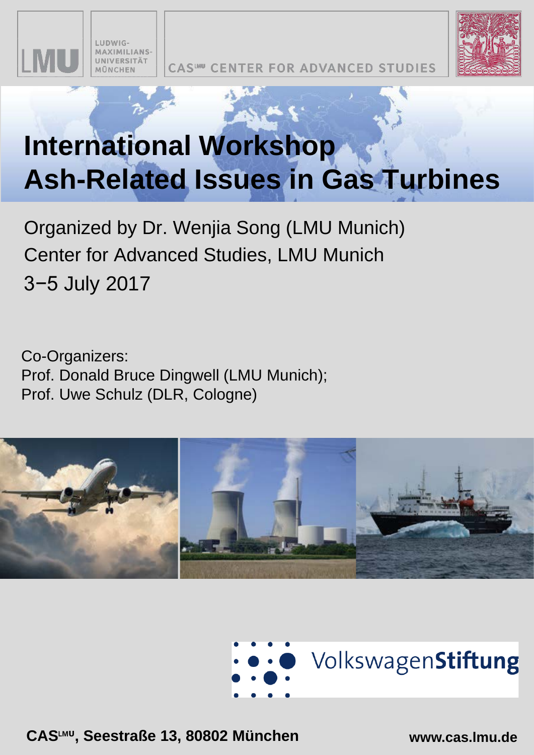LMU LUDWIG-MAXIMILIANS-UNIVERSITÄT MÜNCHEN

CAS[LMU] CENTER FOR ADVANCED STUDIES

# International Workshop Ash-Related Issues in Gas Turbines

Organized by Dr. Wenjia Song (LMU Munich)

Center for Advanced Studies, LMU Munich

3−5 July 2017

Co-Organizers:

Prof. Donald Bruce Dingwell (LMU Munich);

Prof. Uwe Schulz (DLR, Cologne)

VolkswagenStiftung

**CAS[LMU], Seestraße 13, 80802 München**

**www.cas.lmu.de**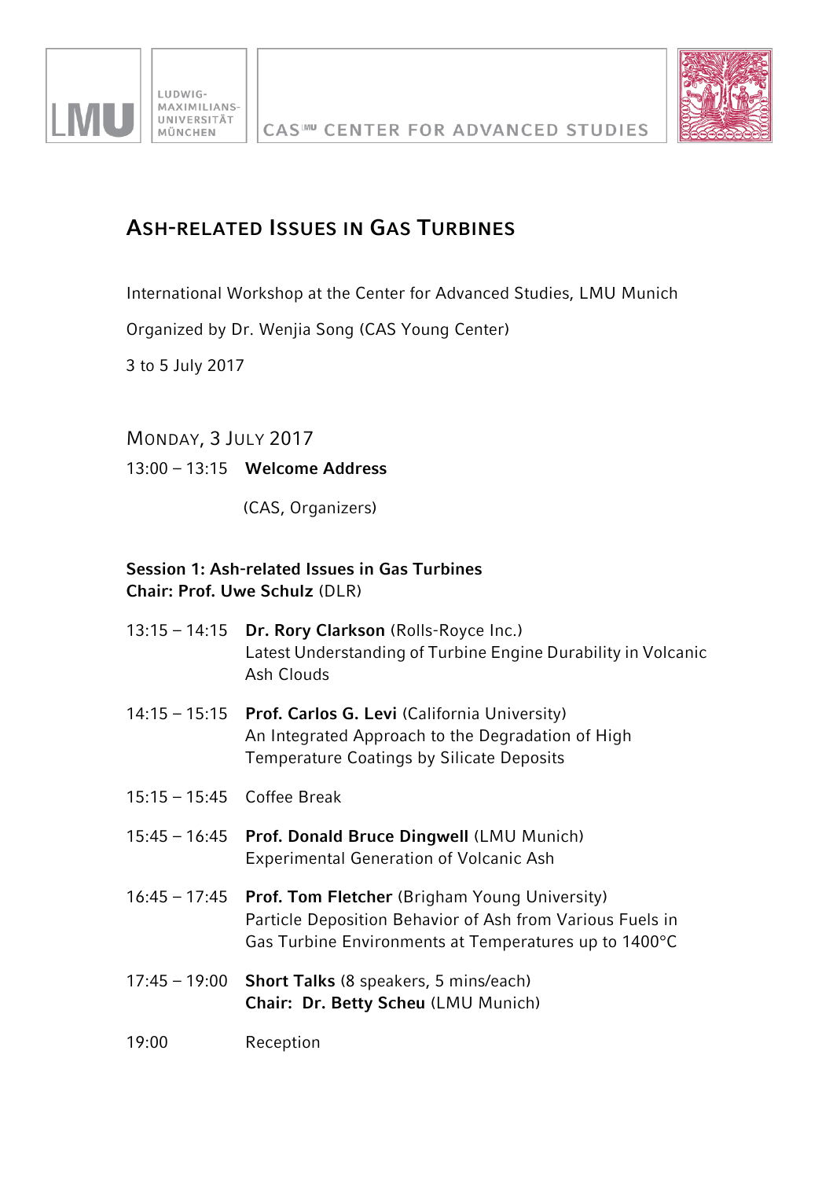LUDWIG-MAXIMILIANS-UNIVERSITÄT MÜNCHEN

CAS[LMU] CENTER FOR ADVANCED STUDIES

# ASH-RELATED ISSUES IN GAS TURBINES

International Workshop at the Center for Advanced Studies, LMU Munich

Organized by Dr. Wenjia Song (CAS Young Center)

3 to 5 July 2017

## MONDAY, 3 JULY 2017

13:00 – 13:15 **Welcome Address**

(CAS, Organizers)

**Session 1: Ash-related Issues in Gas Turbines**
**Chair: Prof. Uwe Schulz** (DLR)

13:15 – 14:15 **Dr. Rory Clarkson** (Rolls-Royce Inc.)
Latest Understanding of Turbine Engine Durability in Volcanic Ash Clouds

14:15 – 15:15 **Prof. Carlos G. Levi** (California University)
An Integrated Approach to the Degradation of High Temperature Coatings by Silicate Deposits

15:15 – 15:45 Coffee Break

15:45 – 16:45 **Prof. Donald Bruce Dingwell** (LMU Munich)
Experimental Generation of Volcanic Ash

16:45 – 17:45 **Prof. Tom Fletcher** (Brigham Young University)
Particle Deposition Behavior of Ash from Various Fuels in Gas Turbine Environments at Temperatures up to 1400°C

17:45 – 19:00 **Short Talks** (8 speakers, 5 mins/each)
**Chair: Dr. Betty Scheu** (LMU Munich)

19:00 Reception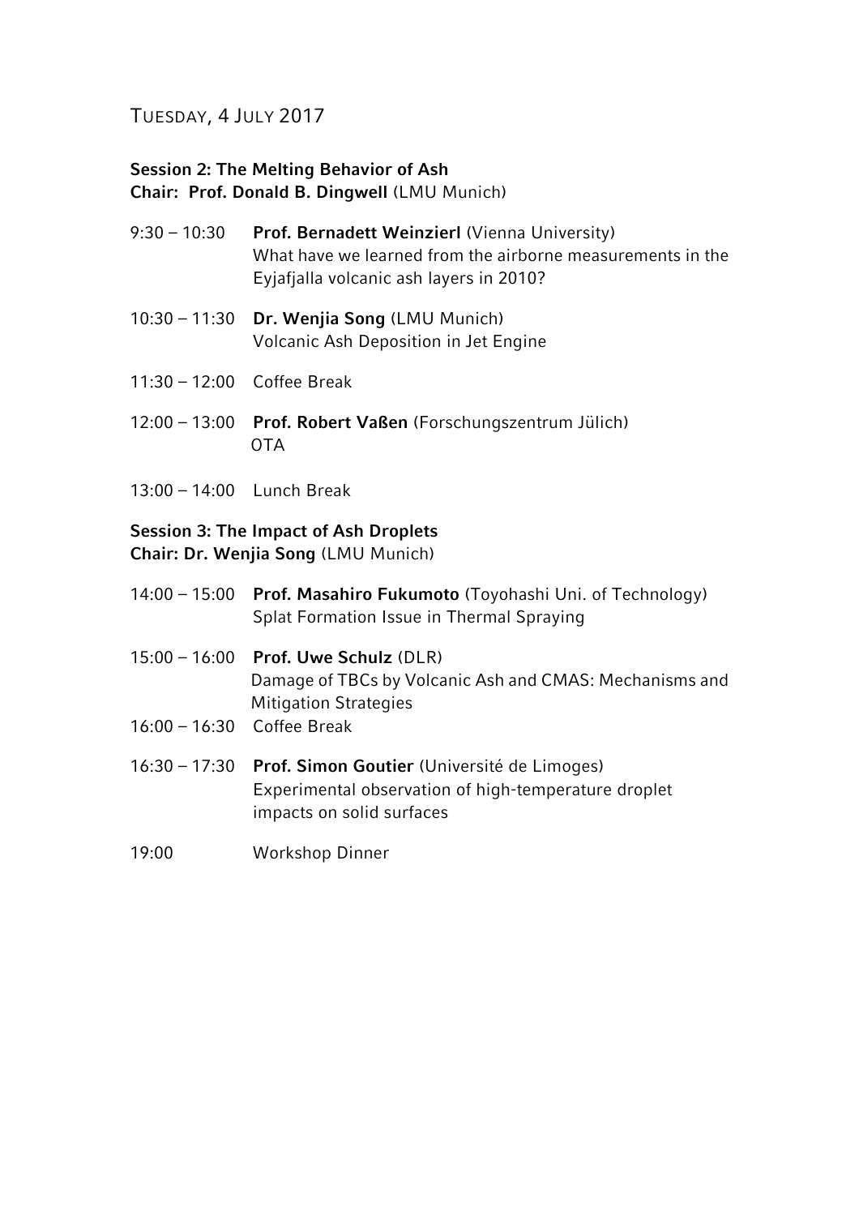## Tuesday, 4 July 2017

**Session 2: The Melting Behavior of Ash**
**Chair: Prof. Donald B. Dingwell** (LMU Munich)

9:30 – 10:30 **Prof. Bernadett Weinzierl** (Vienna University)
What have we learned from the airborne measurements in the Eyjafjalla volcanic ash layers in 2010?

10:30 – 11:30 **Dr. Wenjia Song** (LMU Munich)
Volcanic Ash Deposition in Jet Engine

11:30 – 12:00 Coffee Break

12:00 – 13:00 **Prof. Robert Vaßen** (Forschungszentrum Jülich)
OTA

13:00 – 14:00 Lunch Break

**Session 3: The Impact of Ash Droplets**
**Chair: Dr. Wenjia Song** (LMU Munich)

14:00 – 15:00 **Prof. Masahiro Fukumoto** (Toyohashi Uni. of Technology)
Splat Formation Issue in Thermal Spraying

15:00 – 16:00 **Prof. Uwe Schulz** (DLR)
Damage of TBCs by Volcanic Ash and CMAS: Mechanisms and Mitigation Strategies

16:00 – 16:30 Coffee Break

16:30 – 17:30 **Prof. Simon Goutier** (Université de Limoges)
Experimental observation of high-temperature droplet impacts on solid surfaces

19:00 Workshop Dinner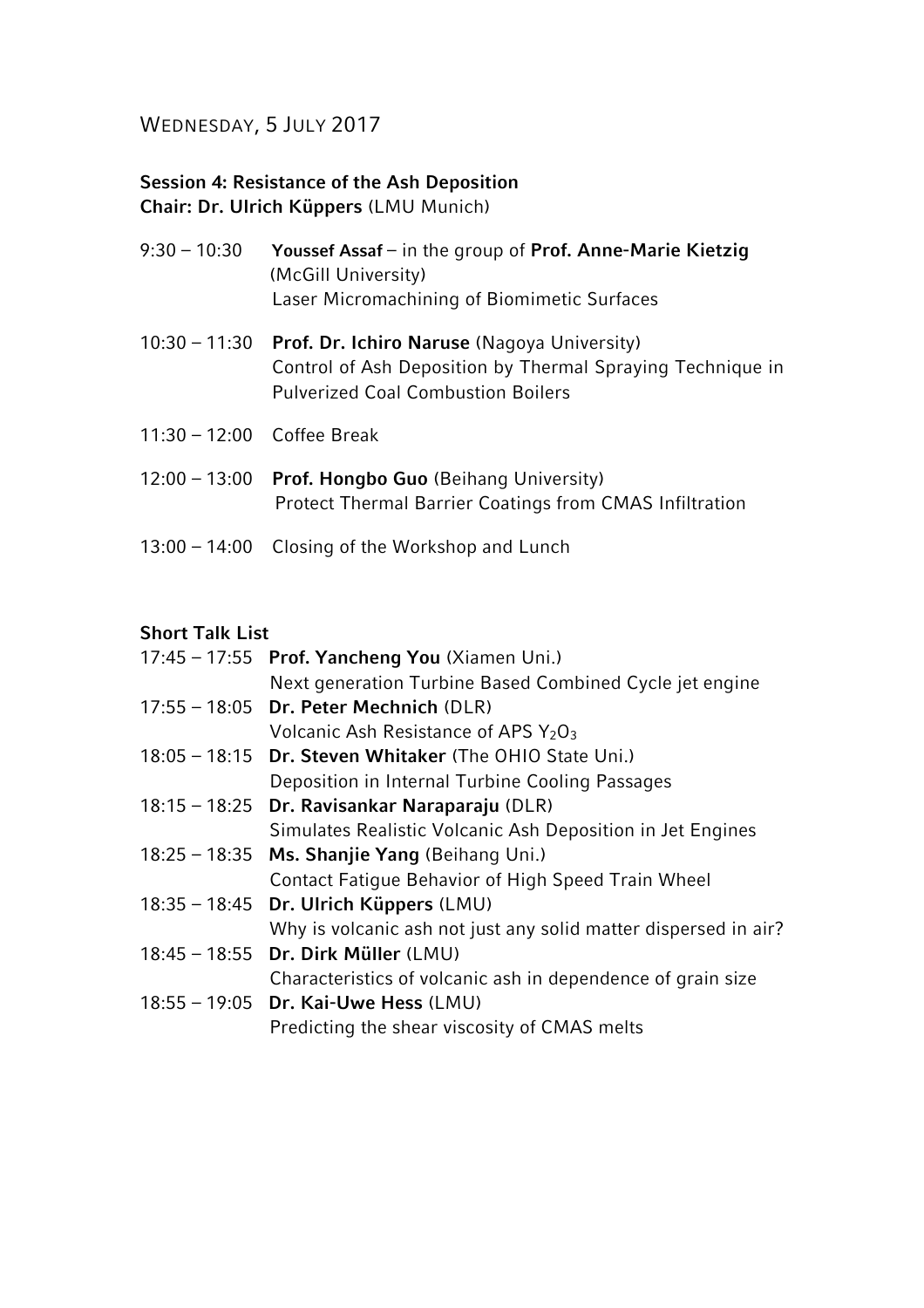## WEDNESDAY, 5 JULY 2017

### Session 4: Resistance of the Ash Deposition

**Chair: Dr. Ulrich Küppers** (LMU Munich)

9:30 – 10:30 **Youssef Assaf** – in the group of **Prof. Anne-Marie Kietzig** (McGill University)
Laser Micromachining of Biomimetic Surfaces

10:30 – 11:30 **Prof. Dr. Ichiro Naruse** (Nagoya University)
Control of Ash Deposition by Thermal Spraying Technique in Pulverized Coal Combustion Boilers

11:30 – 12:00 Coffee Break

12:00 – 13:00 **Prof. Hongbo Guo** (Beihang University)
Protect Thermal Barrier Coatings from CMAS Infiltration

13:00 – 14:00 Closing of the Workshop and Lunch

### Short Talk List

17:45 – 17:55 **Prof. Yancheng You** (Xiamen Uni.)
Next generation Turbine Based Combined Cycle jet engine

17:55 – 18:05 **Dr. Peter Mechnich** (DLR)
Volcanic Ash Resistance of APS $Y_2O_3$

18:05 – 18:15 **Dr. Steven Whitaker** (The OHIO State Uni.)
Deposition in Internal Turbine Cooling Passages

18:15 – 18:25 **Dr. Ravisankar Naraparaju** (DLR)
Simulates Realistic Volcanic Ash Deposition in Jet Engines

18:25 – 18:35 **Ms. Shanjie Yang** (Beihang Uni.)
Contact Fatigue Behavior of High Speed Train Wheel

18:35 – 18:45 **Dr. Ulrich Küppers** (LMU)
Why is volcanic ash not just any solid matter dispersed in air?

18:45 – 18:55 **Dr. Dirk Müller** (LMU)
Characteristics of volcanic ash in dependence of grain size

18:55 – 19:05 **Dr. Kai-Uwe Hess** (LMU)
Predicting the shear viscosity of CMAS melts